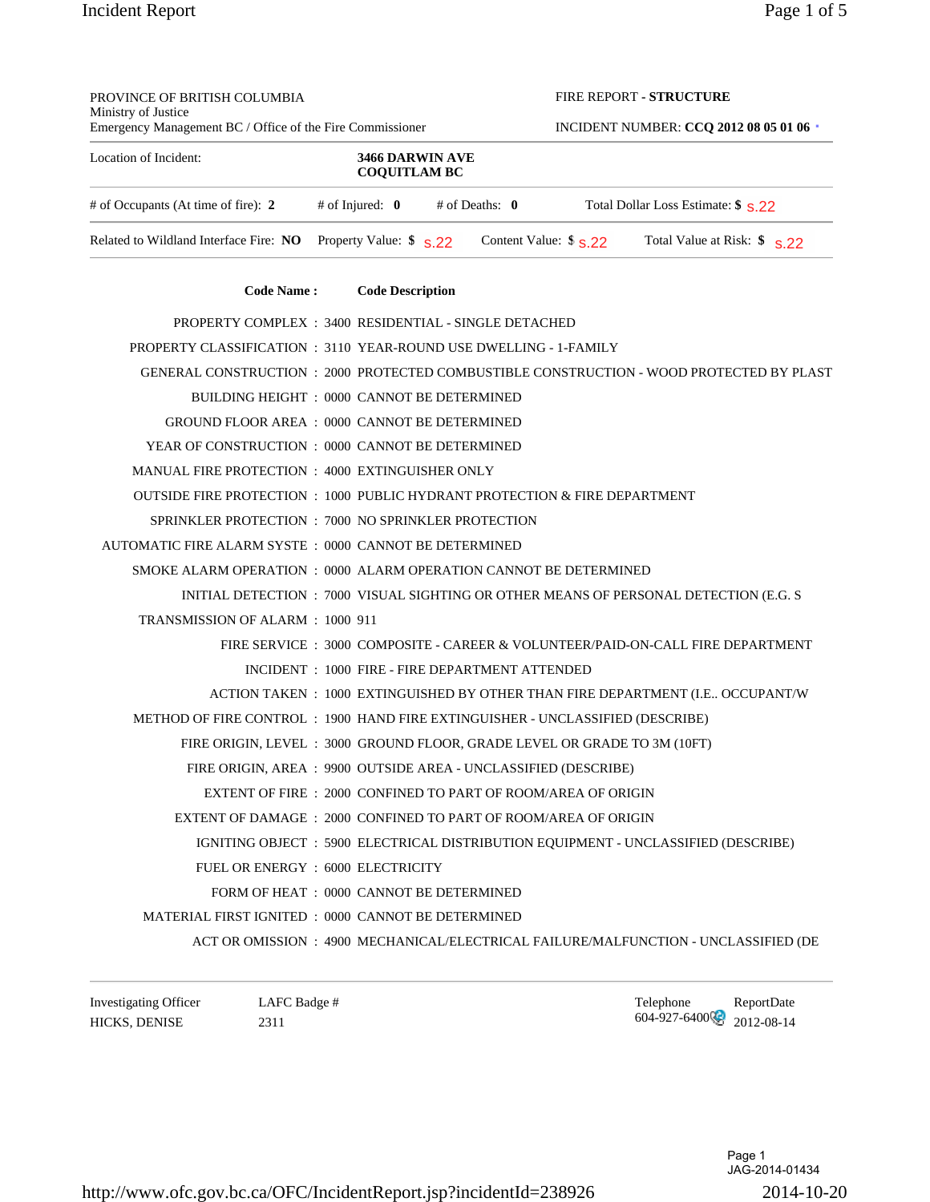PROVINCE OF BRITISH COLUMBIA
Ministry of Justice
Emergency Management BC / Office of the Fire Commissioner

FIRE REPORT - **STRUCTURE**

INCIDENT NUMBER: **CCQ 2012 08 05 01 06**

| Location of Incident: | **3466 DARWIN AVE COQUITLAM BC** |
|---|---|

| # of Occupants (At time of fire): **2** | # of Injured: **0** | # of Deaths: **0** | Total Dollar Loss Estimate: **$** s.22 |
|---|---|---|---|
| Related to Wildland Interface Fire: **NO** | Property Value: **$** s.22 | Content Value: **$** s.22 | Total Value at Risk: **$** s.22 |

| Code Name : | | Code Description |
|---|---|---|
| PROPERTY COMPLEX : | 3400 | RESIDENTIAL - SINGLE DETACHED |
| PROPERTY CLASSIFICATION : | 3110 | YEAR-ROUND USE DWELLING - 1-FAMILY |
| GENERAL CONSTRUCTION : | 2000 | PROTECTED COMBUSTIBLE CONSTRUCTION - WOOD PROTECTED BY PLAST |
| BUILDING HEIGHT : | 0000 | CANNOT BE DETERMINED |
| GROUND FLOOR AREA : | 0000 | CANNOT BE DETERMINED |
| YEAR OF CONSTRUCTION : | 0000 | CANNOT BE DETERMINED |
| MANUAL FIRE PROTECTION : | 4000 | EXTINGUISHER ONLY |
| OUTSIDE FIRE PROTECTION : | 1000 | PUBLIC HYDRANT PROTECTION & FIRE DEPARTMENT |
| SPRINKLER PROTECTION : | 7000 | NO SPRINKLER PROTECTION |
| AUTOMATIC FIRE ALARM SYSTE : | 0000 | CANNOT BE DETERMINED |
| SMOKE ALARM OPERATION : | 0000 | ALARM OPERATION CANNOT BE DETERMINED |
| INITIAL DETECTION : | 7000 | VISUAL SIGHTING OR OTHER MEANS OF PERSONAL DETECTION (E.G. S |
| TRANSMISSION OF ALARM : | 1000 | 911 |
| FIRE SERVICE : | 3000 | COMPOSITE - CAREER & VOLUNTEER/PAID-ON-CALL FIRE DEPARTMENT |
| INCIDENT : | 1000 | FIRE - FIRE DEPARTMENT ATTENDED |
| ACTION TAKEN : | 1000 | EXTINGUISHED BY OTHER THAN FIRE DEPARTMENT (I.E.. OCCUPANT/W |
| METHOD OF FIRE CONTROL : | 1900 | HAND FIRE EXTINGUISHER - UNCLASSIFIED (DESCRIBE) |
| FIRE ORIGIN, LEVEL : | 3000 | GROUND FLOOR, GRADE LEVEL OR GRADE TO 3M (10FT) |
| FIRE ORIGIN, AREA : | 9900 | OUTSIDE AREA - UNCLASSIFIED (DESCRIBE) |
| EXTENT OF FIRE : | 2000 | CONFINED TO PART OF ROOM/AREA OF ORIGIN |
| EXTENT OF DAMAGE : | 2000 | CONFINED TO PART OF ROOM/AREA OF ORIGIN |
| IGNITING OBJECT : | 5900 | ELECTRICAL DISTRIBUTION EQUIPMENT - UNCLASSIFIED (DESCRIBE) |
| FUEL OR ENERGY : | 6000 | ELECTRICITY |
| FORM OF HEAT : | 0000 | CANNOT BE DETERMINED |
| MATERIAL FIRST IGNITED : | 0000 | CANNOT BE DETERMINED |
| ACT OR OMISSION : | 4900 | MECHANICAL/ELECTRICAL FAILURE/MALFUNCTION - UNCLASSIFIED (DE |

| Investigating Officer | LAFC Badge # | Telephone | ReportDate |
|---|---|---|---|
| HICKS, DENISE | 2311 | 604-927-6400 | 2012-08-14 |

JAG-2014-01434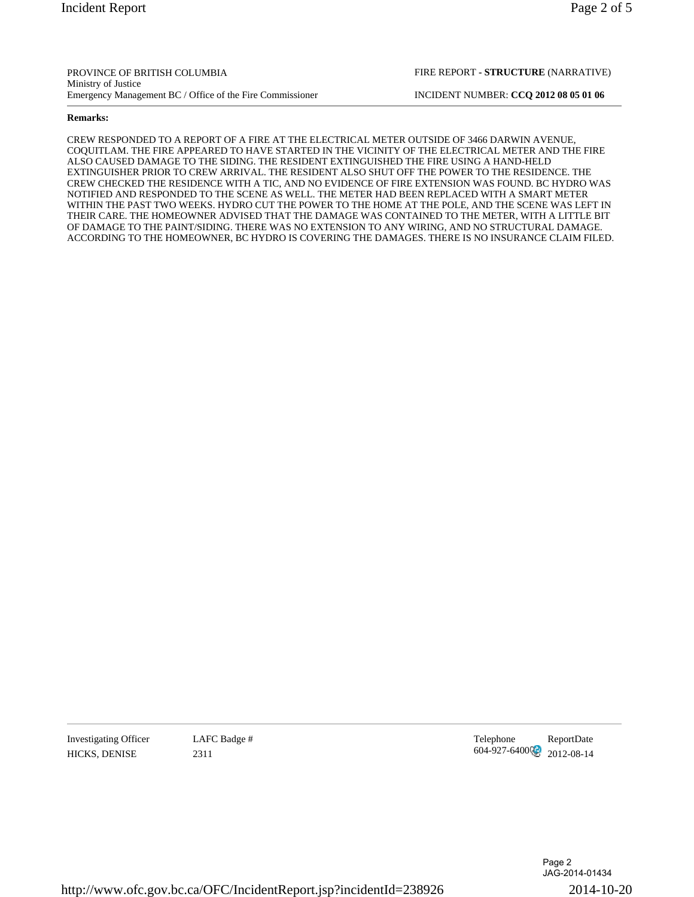PROVINCE OF BRITISH COLUMBIA
Ministry of Justice
Emergency Management BC / Office of the Fire Commissioner

FIRE REPORT - **STRUCTURE** (NARRATIVE)

INCIDENT NUMBER: **CCQ 2012 08 05 01 06**

**Remarks:**

CREW RESPONDED TO A REPORT OF A FIRE AT THE ELECTRICAL METER OUTSIDE OF 3466 DARWIN AVENUE, COQUITLAM. THE FIRE APPEARED TO HAVE STARTED IN THE VICINITY OF THE ELECTRICAL METER AND THE FIRE ALSO CAUSED DAMAGE TO THE SIDING. THE RESIDENT EXTINGUISHED THE FIRE USING A HAND-HELD EXTINGUISHER PRIOR TO CREW ARRIVAL. THE RESIDENT ALSO SHUT OFF THE POWER TO THE RESIDENCE. THE CREW CHECKED THE RESIDENCE WITH A TIC, AND NO EVIDENCE OF FIRE EXTENSION WAS FOUND. BC HYDRO WAS NOTIFIED AND RESPONDED TO THE SCENE AS WELL. THE METER HAD BEEN REPLACED WITH A SMART METER WITHIN THE PAST TWO WEEKS. HYDRO CUT THE POWER TO THE HOME AT THE POLE, AND THE SCENE WAS LEFT IN THEIR CARE. THE HOMEOWNER ADVISED THAT THE DAMAGE WAS CONTAINED TO THE METER, WITH A LITTLE BIT OF DAMAGE TO THE PAINT/SIDING. THERE WAS NO EXTENSION TO ANY WIRING, AND NO STRUCTURAL DAMAGE. ACCORDING TO THE HOMEOWNER, BC HYDRO IS COVERING THE DAMAGES. THERE IS NO INSURANCE CLAIM FILED.

| Investigating Officer | LAFC Badge # | Telephone | ReportDate |
|---|---|---|---|
| HICKS, DENISE | 2311 | 604-927-6400 | 2012-08-14 |

JAG-2014-01434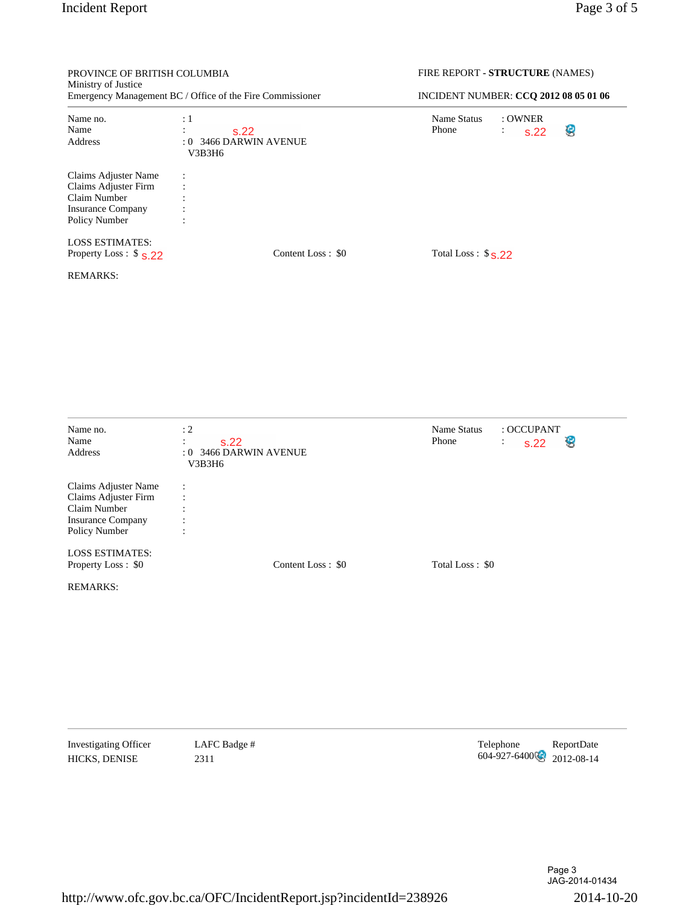PROVINCE OF BRITISH COLUMBIA
Ministry of Justice
Emergency Management BC / Office of the Fire Commissioner

FIRE REPORT - **STRUCTURE** (NAMES)

INCIDENT NUMBER: **CCQ 2012 08 05 01 06**

---

Name no. : 1
Name : s.22
Address : 0 3466 DARWIN AVENUE
V3B3H6

Name Status : OWNER
Phone : s.22

Claims Adjuster Name :
Claims Adjuster Firm :
Claim Number :
Insurance Company :
Policy Number :

LOSS ESTIMATES:

Property Loss : $ s.22

Content Loss : $0

Total Loss : $ s.22

REMARKS:

---

Name no. : 2
Name : s.22
Address : 0 3466 DARWIN AVENUE
V3B3H6

Name Status : OCCUPANT
Phone : s.22

Claims Adjuster Name :
Claims Adjuster Firm :
Claim Number :
Insurance Company :
Policy Number :

LOSS ESTIMATES:

Property Loss : $0

Content Loss : $0

Total Loss : $0

REMARKS:

---

| Investigating Officer | LAFC Badge # | Telephone | ReportDate |
|---|---|---|---|
| HICKS, DENISE | 2311 | 604-927-6400 | 2012-08-14 |

Page 3
JAG-2014-01434

http://www.ofc.gov.bc.ca/OFC/IncidentReport.jsp?incidentId=238926

2014-10-20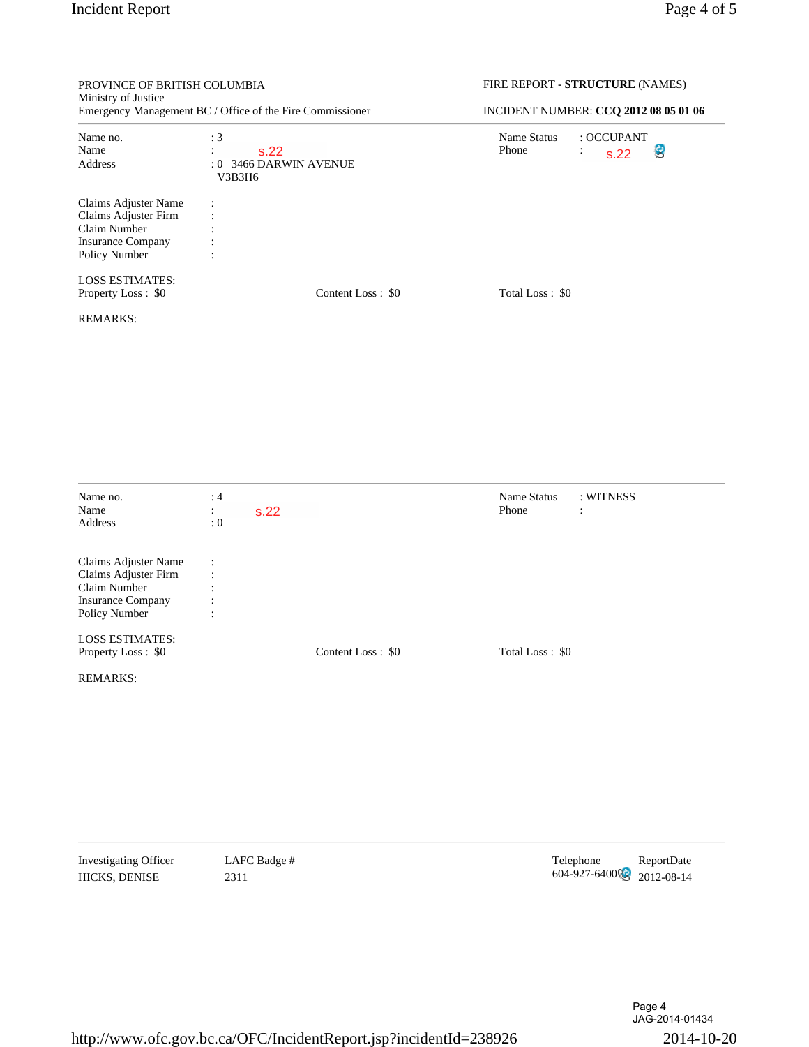PROVINCE OF BRITISH COLUMBIA
Ministry of Justice
Emergency Management BC / Office of the Fire Commissioner

FIRE REPORT - **STRUCTURE** (NAMES)
INCIDENT NUMBER: **CCQ 2012 08 05 01 06**

---

| | | | |
|---|---|---|---|
| Name no. | : 3 | Name Status | : OCCUPANT |
| Name | : s.22 | Phone | : s.22 |
| Address | : 0 3466 DARWIN AVENUE V3B3H6 | | |

Claims Adjuster Name :
Claims Adjuster Firm :
Claim Number :
Insurance Company :
Policy Number :

LOSS ESTIMATES:

| Property Loss : $0 | Content Loss : $0 | Total Loss : $0 |
|---|---|---|

REMARKS:

---

| | | | |
|---|---|---|---|
| Name no. | : 4 | Name Status | : WITNESS |
| Name | : s.22 | Phone | : |
| Address | : 0 | | |

Claims Adjuster Name :
Claims Adjuster Firm :
Claim Number :
Insurance Company :
Policy Number :

LOSS ESTIMATES:

| Property Loss : $0 | Content Loss : $0 | Total Loss : $0 |
|---|---|---|

REMARKS:

---

| Investigating Officer | LAFC Badge # | Telephone | ReportDate |
|---|---|---|---|
| HICKS, DENISE | 2311 | 604-927-6400 | 2012-08-14 |

JAG-2014-01434

http://www.ofc.gov.bc.ca/OFC/IncidentReport.jsp?incidentId=238926 2014-10-20